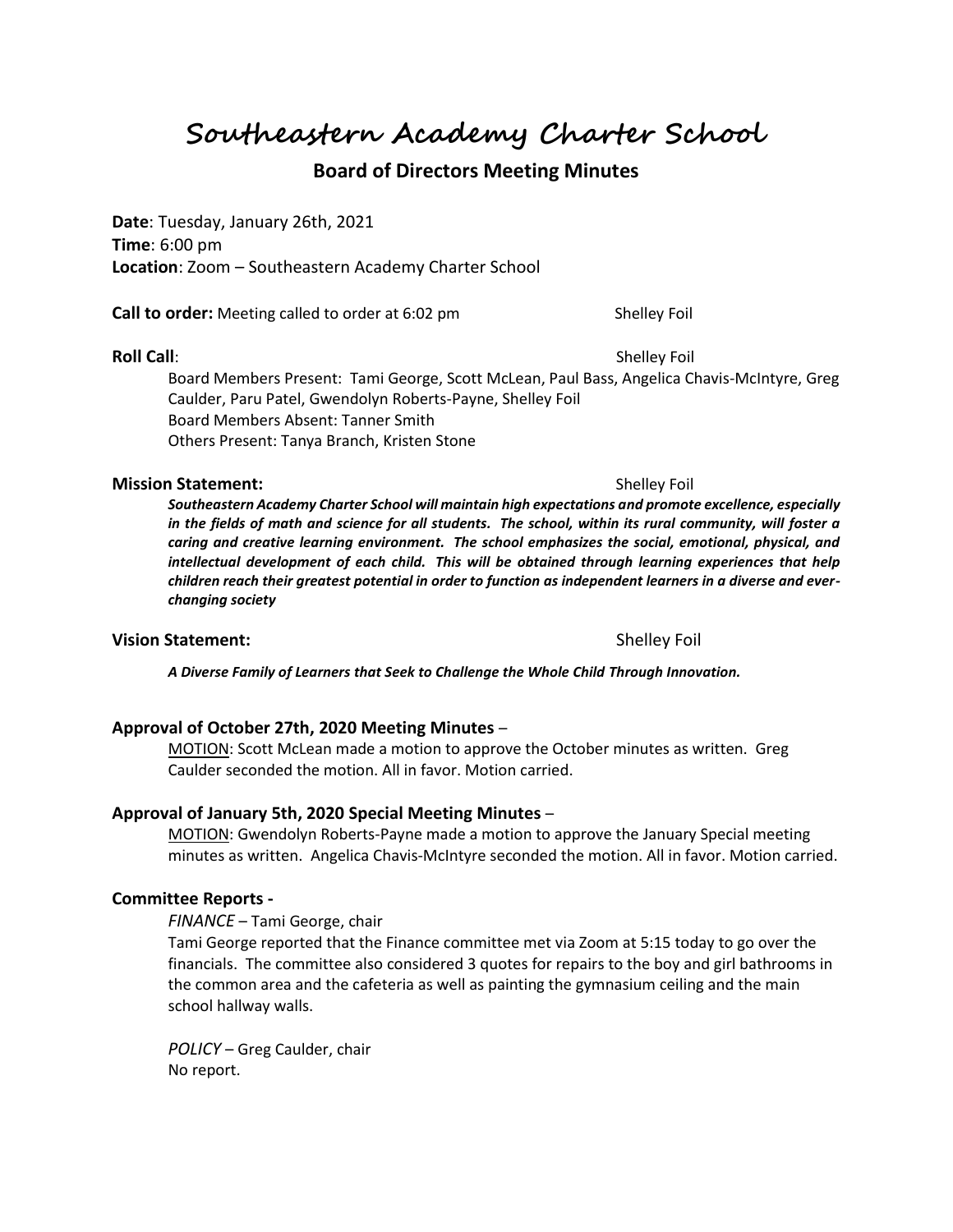# Southeastern Academy Charter School

## Board of Directors Meeting Minutes

**Date**: Tuesday, January 26th, 2021
**Time**: 6:00 pm
**Location**: Zoom – Southeastern Academy Charter School

**Call to order:** Meeting called to order at 6:02 pm — Shelley Foil

**Roll Call**: — Shelley Foil

Board Members Present: Tami George, Scott McLean, Paul Bass, Angelica Chavis-McIntyre, Greg Caulder, Paru Patel, Gwendolyn Roberts-Payne, Shelley Foil
Board Members Absent: Tanner Smith
Others Present: Tanya Branch, Kristen Stone

**Mission Statement:** — Shelley Foil

***Southeastern Academy Charter School will maintain high expectations and promote excellence, especially in the fields of math and science for all students. The school, within its rural community, will foster a caring and creative learning environment. The school emphasizes the social, emotional, physical, and intellectual development of each child. This will be obtained through learning experiences that help children reach their greatest potential in order to function as independent learners in a diverse and ever-changing society***

**Vision Statement:** — Shelley Foil

***A Diverse Family of Learners that Seek to Challenge the Whole Child Through Innovation.***

### Approval of October 27th, 2020 Meeting Minutes –

MOTION: Scott McLean made a motion to approve the October minutes as written. Greg Caulder seconded the motion. All in favor. Motion carried.

### Approval of January 5th, 2020 Special Meeting Minutes –

MOTION: Gwendolyn Roberts-Payne made a motion to approve the January Special meeting minutes as written. Angelica Chavis-McIntyre seconded the motion. All in favor. Motion carried.

### Committee Reports -

*FINANCE* – Tami George, chair
Tami George reported that the Finance committee met via Zoom at 5:15 today to go over the financials. The committee also considered 3 quotes for repairs to the boy and girl bathrooms in the common area and the cafeteria as well as painting the gymnasium ceiling and the main school hallway walls.

*POLICY* – Greg Caulder, chair
No report.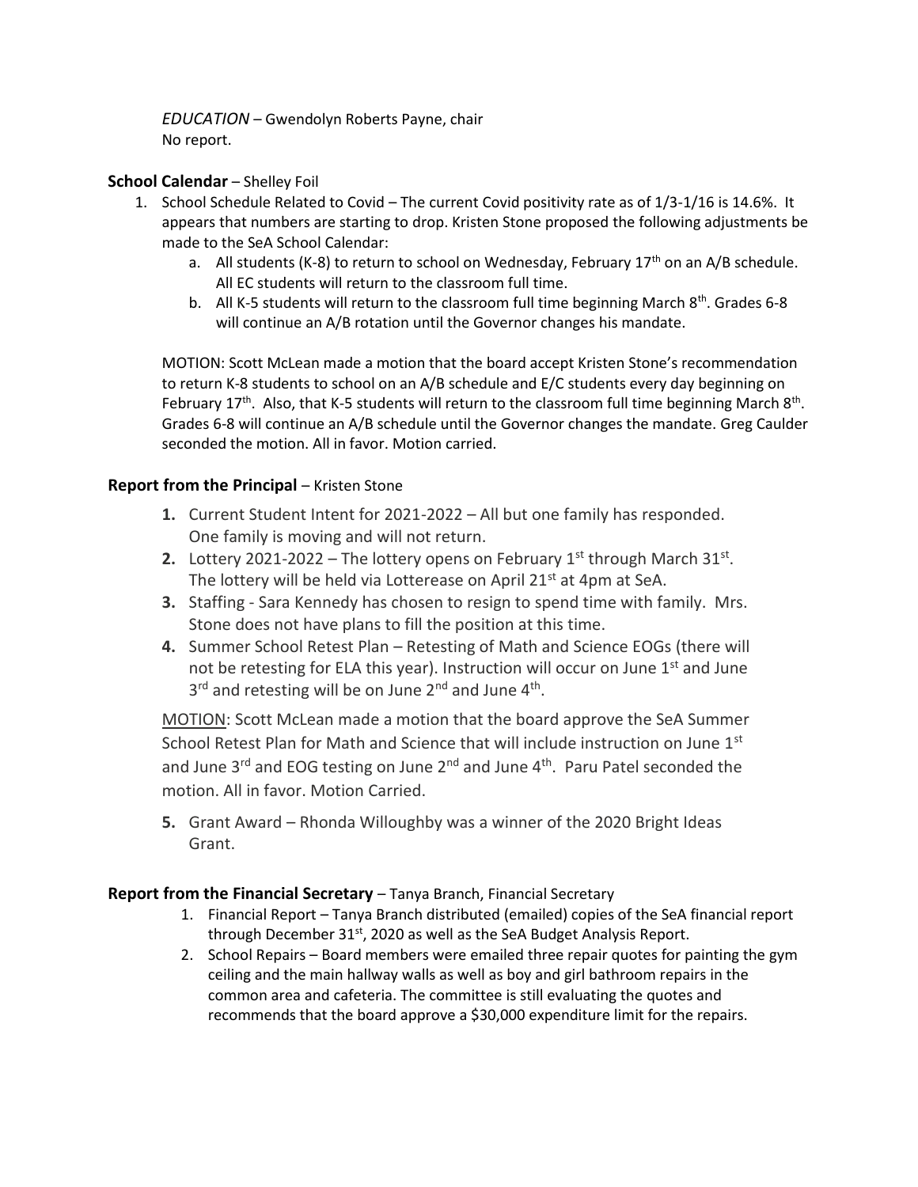*EDUCATION* – Gwendolyn Roberts Payne, chair
No report.

## **School Calendar** – Shelley Foil

1. School Schedule Related to Covid – The current Covid positivity rate as of 1/3-1/16 is 14.6%. It appears that numbers are starting to drop. Kristen Stone proposed the following adjustments be made to the SeA School Calendar:
   a. All students (K-8) to return to school on Wednesday, February 17th on an A/B schedule. All EC students will return to the classroom full time.
   b. All K-5 students will return to the classroom full time beginning March 8th. Grades 6-8 will continue an A/B rotation until the Governor changes his mandate.

   MOTION: Scott McLean made a motion that the board accept Kristen Stone's recommendation to return K-8 students to school on an A/B schedule and E/C students every day beginning on February 17th. Also, that K-5 students will return to the classroom full time beginning March 8th. Grades 6-8 will continue an A/B schedule until the Governor changes the mandate. Greg Caulder seconded the motion. All in favor. Motion carried.

## **Report from the Principal** – Kristen Stone

1. Current Student Intent for 2021-2022 – All but one family has responded. One family is moving and will not return.
2. Lottery 2021-2022 – The lottery opens on February 1st through March 31st. The lottery will be held via Lotterease on April 21st at 4pm at SeA.
3. Staffing - Sara Kennedy has chosen to resign to spend time with family. Mrs. Stone does not have plans to fill the position at this time.
4. Summer School Retest Plan – Retesting of Math and Science EOGs (there will not be retesting for ELA this year). Instruction will occur on June 1st and June 3rd and retesting will be on June 2nd and June 4th.

   MOTION: Scott McLean made a motion that the board approve the SeA Summer School Retest Plan for Math and Science that will include instruction on June 1st and June 3rd and EOG testing on June 2nd and June 4th. Paru Patel seconded the motion. All in favor. Motion Carried.

5. Grant Award – Rhonda Willoughby was a winner of the 2020 Bright Ideas Grant.

## **Report from the Financial Secretary** – Tanya Branch, Financial Secretary

1. Financial Report – Tanya Branch distributed (emailed) copies of the SeA financial report through December 31st, 2020 as well as the SeA Budget Analysis Report.
2. School Repairs – Board members were emailed three repair quotes for painting the gym ceiling and the main hallway walls as well as boy and girl bathroom repairs in the common area and cafeteria. The committee is still evaluating the quotes and recommends that the board approve a $30,000 expenditure limit for the repairs.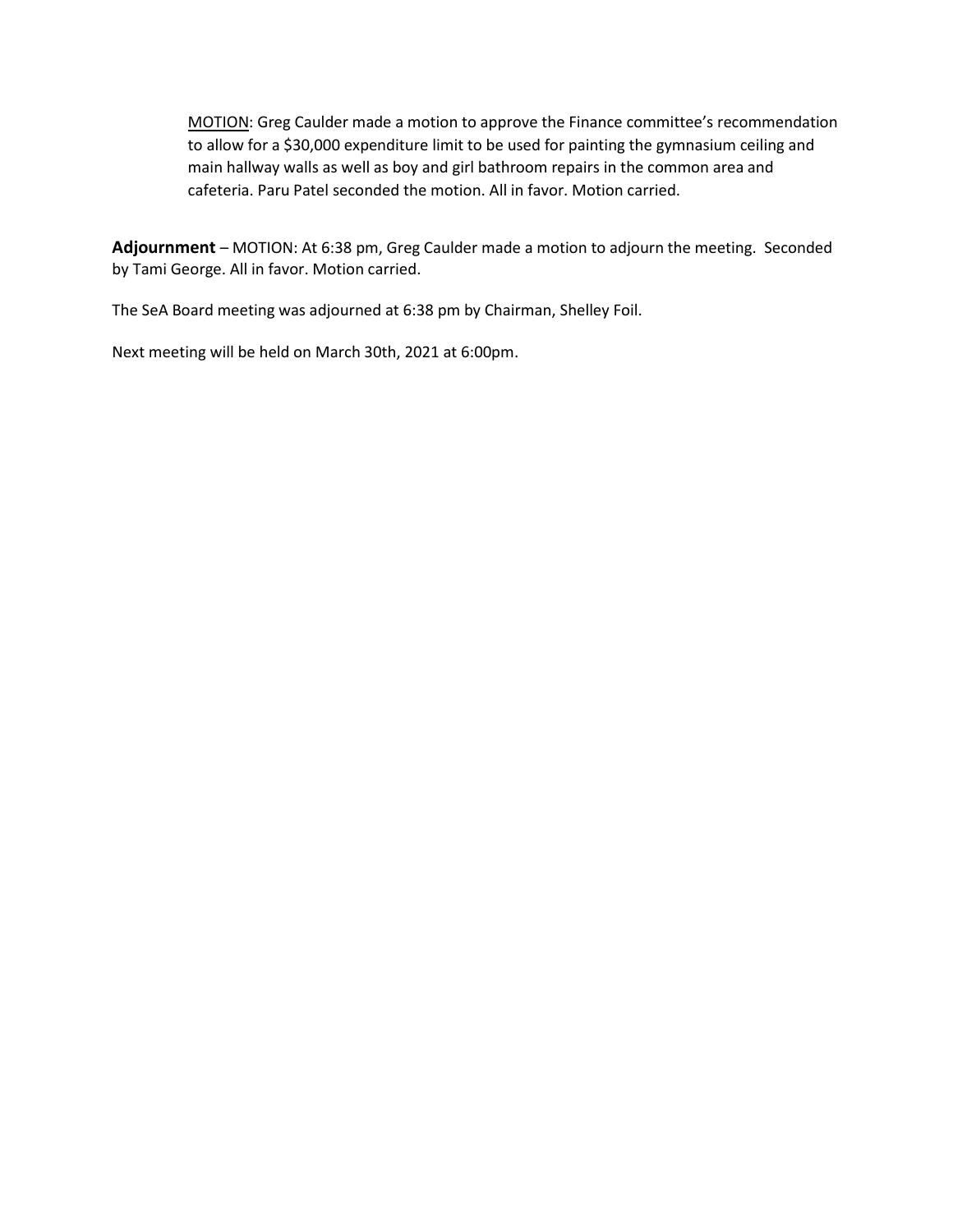MOTION: Greg Caulder made a motion to approve the Finance committee's recommendation to allow for a $30,000 expenditure limit to be used for painting the gymnasium ceiling and main hallway walls as well as boy and girl bathroom repairs in the common area and cafeteria. Paru Patel seconded the motion. All in favor. Motion carried.

**Adjournment** – MOTION: At 6:38 pm, Greg Caulder made a motion to adjourn the meeting. Seconded by Tami George. All in favor. Motion carried.

The SeA Board meeting was adjourned at 6:38 pm by Chairman, Shelley Foil.

Next meeting will be held on March 30th, 2021 at 6:00pm.